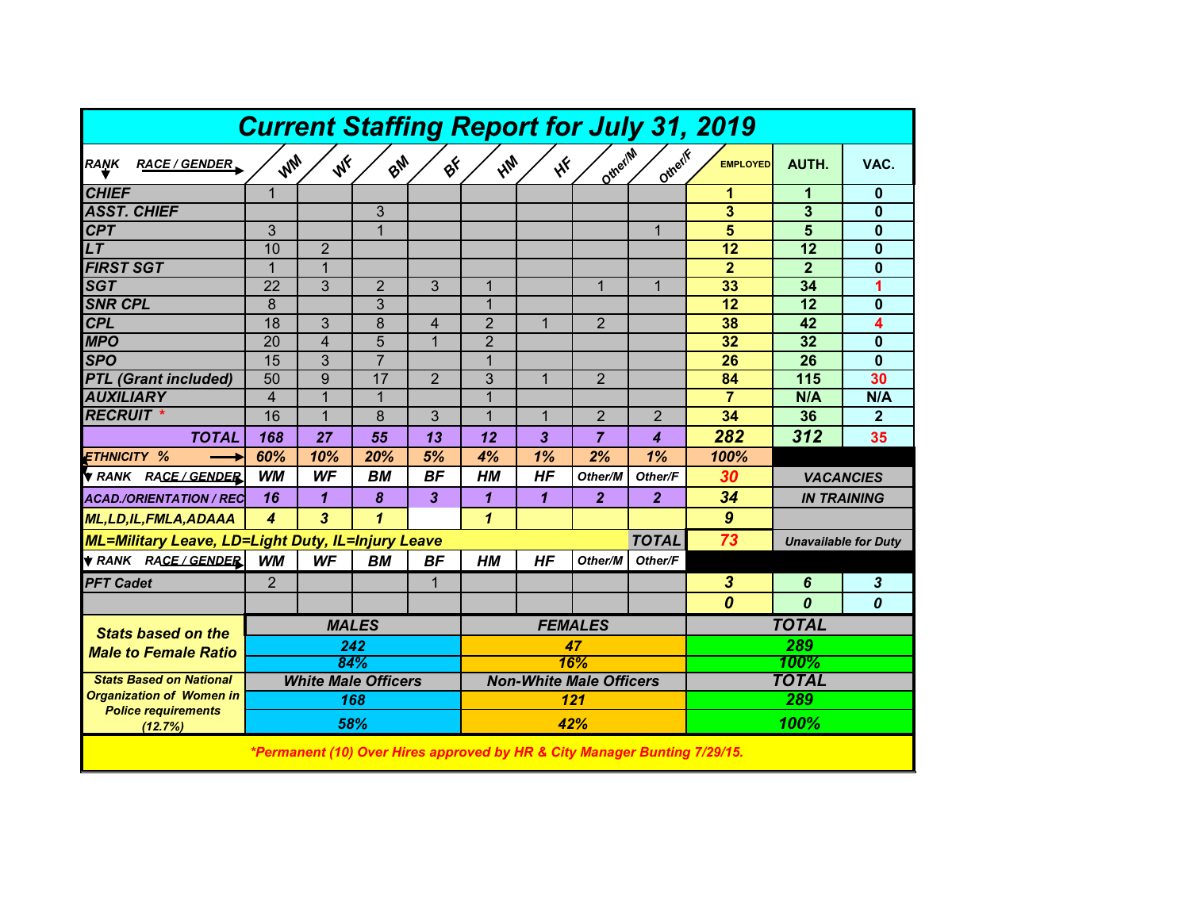# Current Staffing Report for July 31, 2019

| RANK / RACE / GENDER | WM | WF | BM | BF | HM | HF | Other/M | Other/F | EMPLOYED | AUTH. | VAC. |
|---|---|---|---|---|---|---|---|---|---|---|---|
| CHIEF | 1 | | | | | | | | 1 | 1 | 0 |
| ASST. CHIEF | | | 3 | | | | | | 3 | 3 | 0 |
| CPT | 3 | | 1 | | | | | 1 | 5 | 5 | 0 |
| LT | 10 | 2 | | | | | | | 12 | 12 | 0 |
| FIRST SGT | 1 | 1 | | | | | | | 2 | 2 | 0 |
| SGT | 22 | 3 | 2 | 3 | 1 | | 1 | 1 | 33 | 34 | 1 |
| SNR CPL | 8 | | 3 | | 1 | | | | 12 | 12 | 0 |
| CPL | 18 | 3 | 8 | 4 | 2 | 1 | 2 | | 38 | 42 | 4 |
| MPO | 20 | 4 | 5 | 1 | 2 | | | | 32 | 32 | 0 |
| SPO | 15 | 3 | 7 | | 1 | | | | 26 | 26 | 0 |
| PTL (Grant included) | 50 | 9 | 17 | 2 | 3 | 1 | 2 | | 84 | 115 | 30 |
| AUXILIARY | 4 | 1 | 1 | | 1 | | | | 7 | N/A | N/A |
| RECRUIT * | 16 | 1 | 8 | 3 | 1 | 1 | 2 | 2 | 34 | 36 | 2 |
| **TOTAL** | **168** | **27** | **55** | **13** | **12** | **3** | **7** | **4** | **282** | **312** | **35** |
| **ETHNICITY %** | **60%** | **10%** | **20%** | **5%** | **4%** | **1%** | **2%** | **1%** | **100%** | | |

| RANK / RACE / GENDER | WM | WF | BM | BF | HM | HF | Other/M | Other/F | | |
|---|---|---|---|---|---|---|---|---|---|---|
| | | | | | | | | | 30 | VACANCIES |
| ACAD./ORIENTATION / REC | 16 | 1 | 8 | 3 | 1 | 1 | 2 | 2 | 34 | IN TRAINING |
| ML,LD,IL,FMLA,ADAAA | 4 | 3 | 1 | | 1 | | | | 9 | |
| ML=Military Leave, LD=Light Duty, IL=Injury Leave | | | | | | | | TOTAL | 73 | Unavailable for Duty |

| RANK / RACE / GENDER | WM | WF | BM | BF | HM | HF | Other/M | Other/F | | | |
|---|---|---|---|---|---|---|---|---|---|---|---|
| PFT Cadet | 2 | | | 1 | | | | | 3 | 6 | 3 |
| | | | | | | | | | 0 | 0 | 0 |

| | MALES | FEMALES | TOTAL |
|---|---|---|---|
| Stats based on the Male to Female Ratio | 242 | 47 | 289 |
| | 84% | 16% | 100% |

| | White Male Officers | Non-White Male Officers | TOTAL |
|---|---|---|---|
| Stats Based on National Organization of Women in Police requirements (12.7%) | 168 | 121 | 289 |
| | 58% | 42% | 100% |

*Permanent (10) Over Hires approved by HR & City Manager Bunting 7/29/15.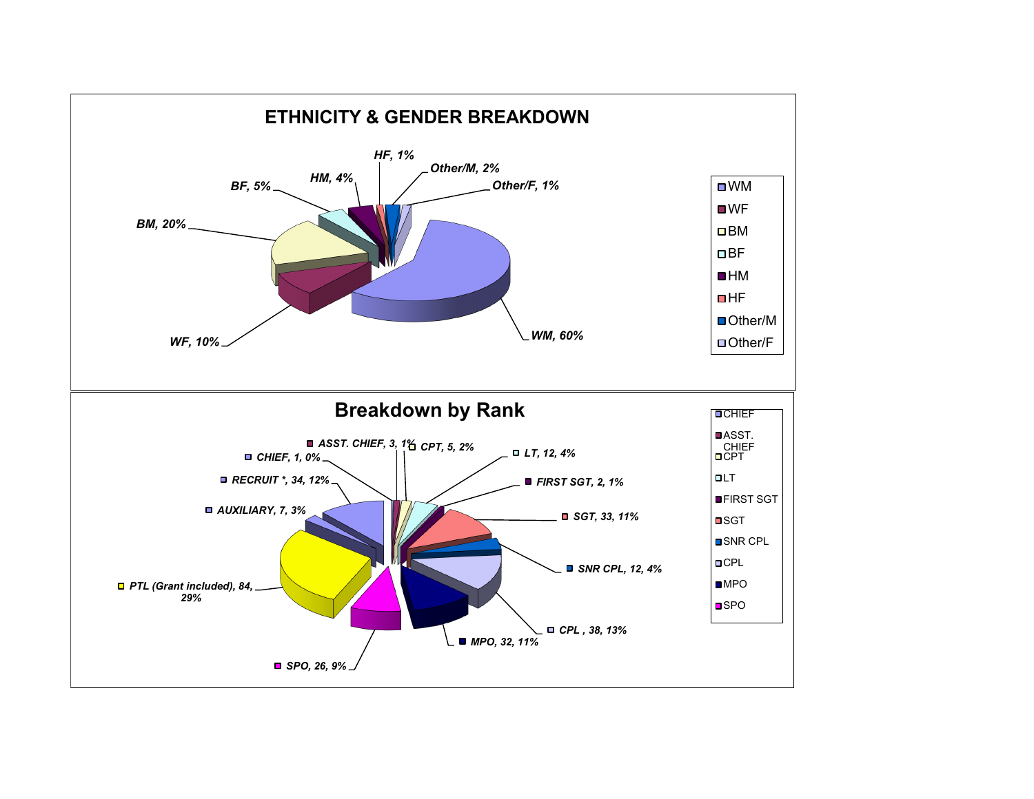## ETHNICITY & GENDER BREAKDOWN

| Category | Percentage |
| --- | --- |
| WM | 60% |
| WF | 10% |
| BM | 20% |
| BF | 5% |
| HM | 4% |
| HF | 1% |
| Other/M | 2% |
| Other/F | 1% |

## Breakdown by Rank

| Rank | Count | Percentage |
| --- | --- | --- |
| CHIEF | 1 | 0% |
| ASST. CHIEF | 3 | 1% |
| CPT | 5 | 2% |
| LT | 12 | 4% |
| FIRST SGT | 2 | 1% |
| SGT | 33 | 11% |
| SNR CPL | 12 | 4% |
| CPL | 38 | 13% |
| MPO | 32 | 11% |
| SPO | 26 | 9% |
| PTL (Grant included) | 84 | 29% |
| AUXILIARY | 7 | 3% |
| RECRUIT * | 34 | 12% |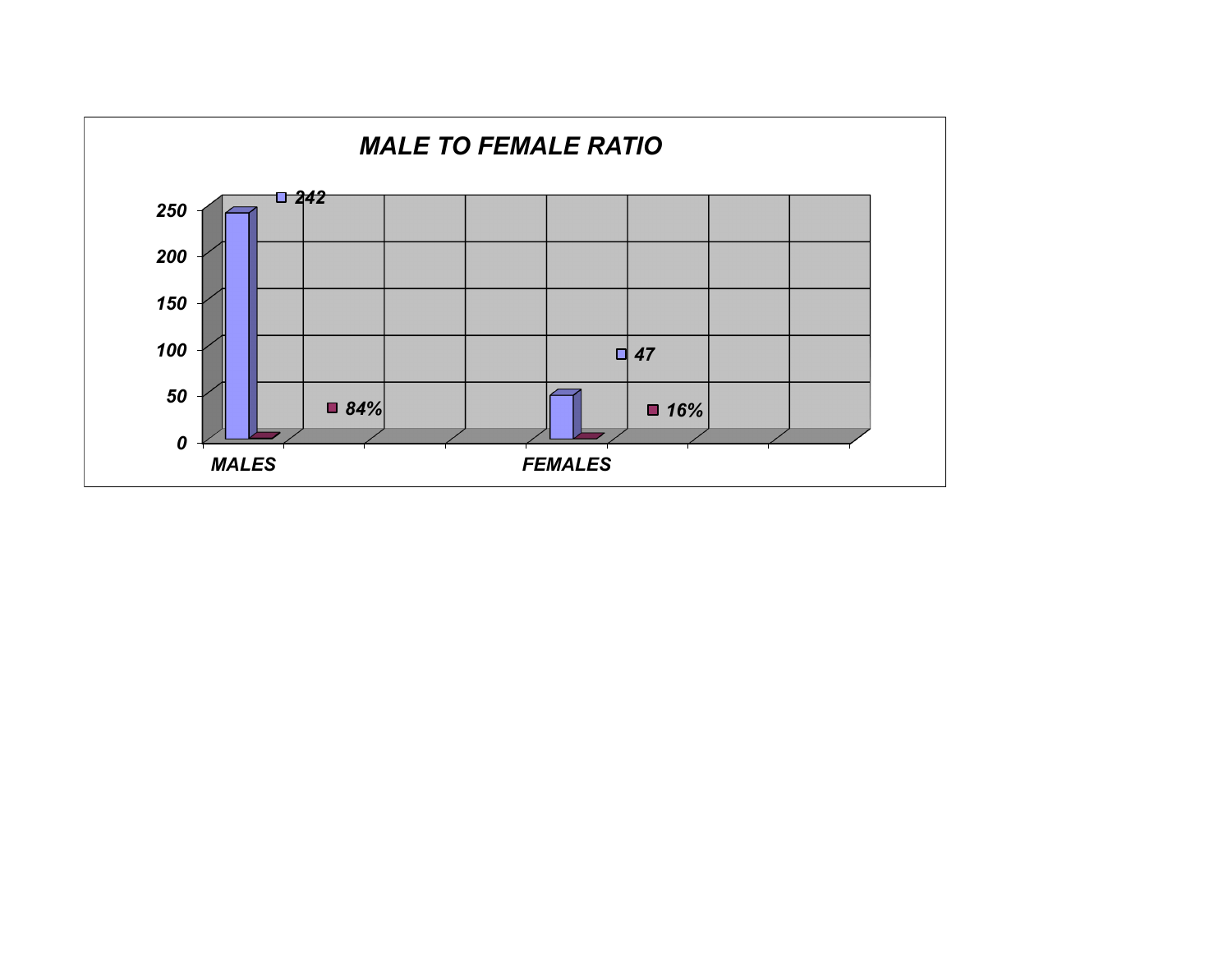MALE TO FEMALE RATIO

250
200
150
100
50
0

242
84%
47
16%

MALES
FEMALES